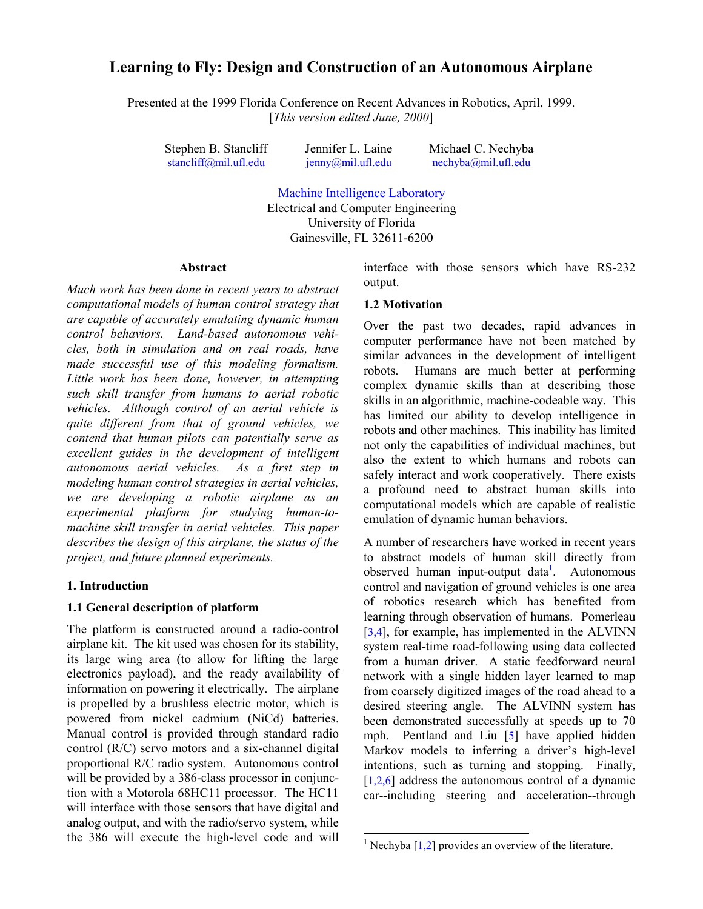# Learning to Fly: Design and Construction of an Autonomous Airplane

Presented at the 1999 Florida Conference on Recent Advances in Robotics, April, 1999.
[*This version edited June, 2000*]

Stephen B. Stancliff
stancliff@mil.ufl.edu

Jennifer L. Laine
jenny@mil.ufl.edu

Michael C. Nechyba
nechyba@mil.ufl.edu

Machine Intelligence Laboratory
Electrical and Computer Engineering
University of Florida
Gainesville, FL 32611-6200

## Abstract

*Much work has been done in recent years to abstract computational models of human control strategy that are capable of accurately emulating dynamic human control behaviors. Land-based autonomous vehicles, both in simulation and on real roads, have made successful use of this modeling formalism. Little work has been done, however, in attempting such skill transfer from humans to aerial robotic vehicles. Although control of an aerial vehicle is quite different from that of ground vehicles, we contend that human pilots can potentially serve as excellent guides in the development of intelligent autonomous aerial vehicles. As a first step in modeling human control strategies in aerial vehicles, we are developing a robotic airplane as an experimental platform for studying human-to-machine skill transfer in aerial vehicles. This paper describes the design of this airplane, the status of the project, and future planned experiments.*

## 1. Introduction

### 1.1 General description of platform

The platform is constructed around a radio-control airplane kit. The kit used was chosen for its stability, its large wing area (to allow for lifting the large electronics payload), and the ready availability of information on powering it electrically. The airplane is propelled by a brushless electric motor, which is powered from nickel cadmium (NiCd) batteries. Manual control is provided through standard radio control (R/C) servo motors and a six-channel digital proportional R/C radio system. Autonomous control will be provided by a 386-class processor in conjunction with a Motorola 68HC11 processor. The HC11 will interface with those sensors that have digital and analog output, and with the radio/servo system, while the 386 will execute the high-level code and will interface with those sensors which have RS-232 output.

### 1.2 Motivation

Over the past two decades, rapid advances in computer performance have not been matched by similar advances in the development of intelligent robots. Humans are much better at performing complex dynamic skills than at describing those skills in an algorithmic, machine-codeable way. This has limited our ability to develop intelligence in robots and other machines. This inability has limited not only the capabilities of individual machines, but also the extent to which humans and robots can safely interact and work cooperatively. There exists a profound need to abstract human skills into computational models which are capable of realistic emulation of dynamic human behaviors.

A number of researchers have worked in recent years to abstract models of human skill directly from observed human input-output data[1]. Autonomous control and navigation of ground vehicles is one area of robotics research which has benefited from learning through observation of humans. Pomerleau [3,4], for example, has implemented in the ALVINN system real-time road-following using data collected from a human driver. A static feedforward neural network with a single hidden layer learned to map from coarsely digitized images of the road ahead to a desired steering angle. The ALVINN system has been demonstrated successfully at speeds up to 70 mph. Pentland and Liu [5] have applied hidden Markov models to inferring a driver's high-level intentions, such as turning and stopping. Finally, [1,2,6] address the autonomous control of a dynamic car--including steering and acceleration--through

[1] Nechyba [1,2] provides an overview of the literature.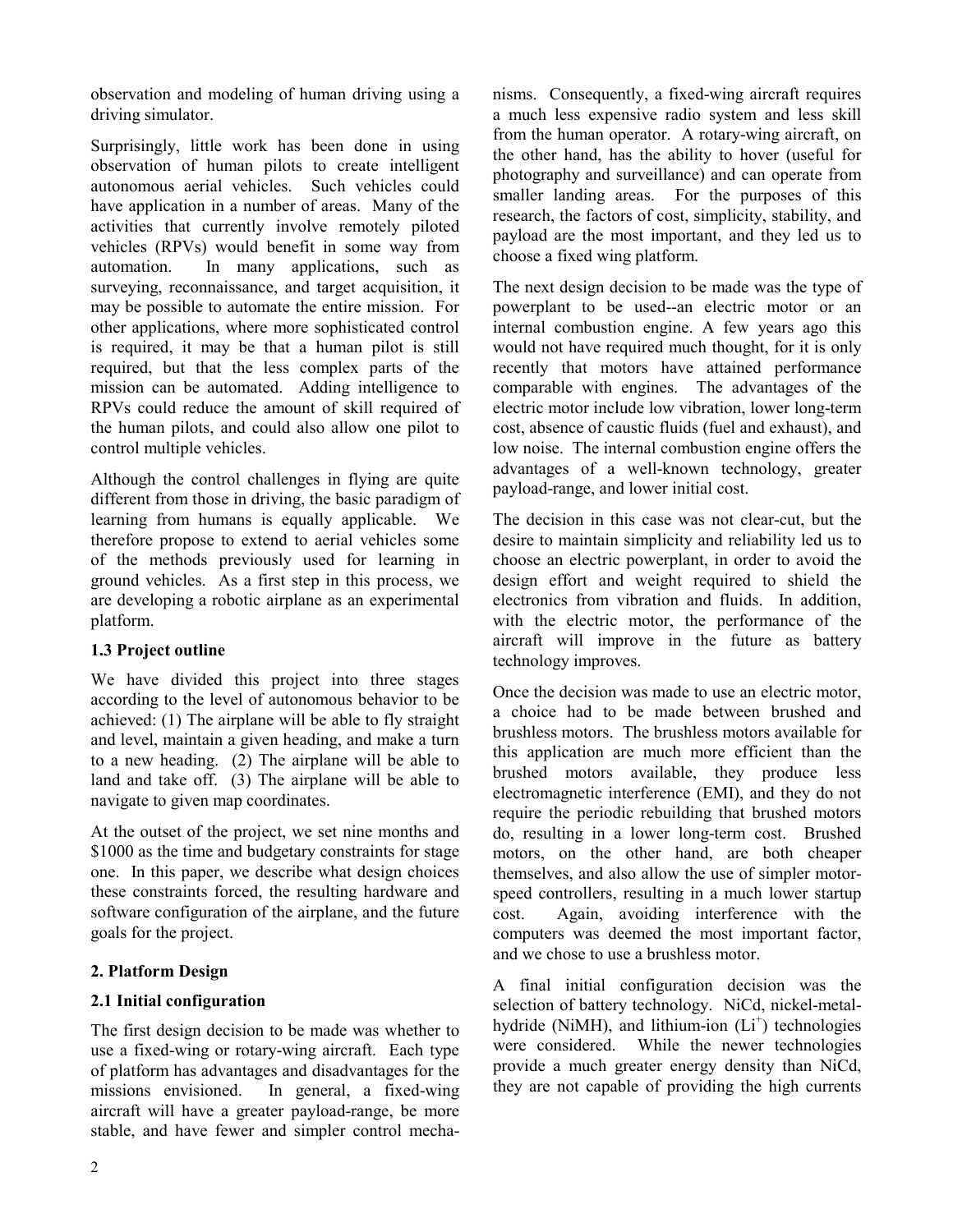observation and modeling of human driving using a driving simulator.

Surprisingly, little work has been done in using observation of human pilots to create intelligent autonomous aerial vehicles. Such vehicles could have application in a number of areas. Many of the activities that currently involve remotely piloted vehicles (RPVs) would benefit in some way from automation. In many applications, such as surveying, reconnaissance, and target acquisition, it may be possible to automate the entire mission. For other applications, where more sophisticated control is required, it may be that a human pilot is still required, but that the less complex parts of the mission can be automated. Adding intelligence to RPVs could reduce the amount of skill required of the human pilots, and could also allow one pilot to control multiple vehicles.

Although the control challenges in flying are quite different from those in driving, the basic paradigm of learning from humans is equally applicable. We therefore propose to extend to aerial vehicles some of the methods previously used for learning in ground vehicles. As a first step in this process, we are developing a robotic airplane as an experimental platform.

### 1.3 Project outline

We have divided this project into three stages according to the level of autonomous behavior to be achieved: (1) The airplane will be able to fly straight and level, maintain a given heading, and make a turn to a new heading. (2) The airplane will be able to land and take off. (3) The airplane will be able to navigate to given map coordinates.

At the outset of the project, we set nine months and $1000 as the time and budgetary constraints for stage one. In this paper, we describe what design choices these constraints forced, the resulting hardware and software configuration of the airplane, and the future goals for the project.

## 2. Platform Design

### 2.1 Initial configuration

The first design decision to be made was whether to use a fixed-wing or rotary-wing aircraft. Each type of platform has advantages and disadvantages for the missions envisioned. In general, a fixed-wing aircraft will have a greater payload-range, be more stable, and have fewer and simpler control mechanisms. Consequently, a fixed-wing aircraft requires a much less expensive radio system and less skill from the human operator. A rotary-wing aircraft, on the other hand, has the ability to hover (useful for photography and surveillance) and can operate from smaller landing areas. For the purposes of this research, the factors of cost, simplicity, stability, and payload are the most important, and they led us to choose a fixed wing platform.

The next design decision to be made was the type of powerplant to be used--an electric motor or an internal combustion engine. A few years ago this would not have required much thought, for it is only recently that motors have attained performance comparable with engines. The advantages of the electric motor include low vibration, lower long-term cost, absence of caustic fluids (fuel and exhaust), and low noise. The internal combustion engine offers the advantages of a well-known technology, greater payload-range, and lower initial cost.

The decision in this case was not clear-cut, but the desire to maintain simplicity and reliability led us to choose an electric powerplant, in order to avoid the design effort and weight required to shield the electronics from vibration and fluids. In addition, with the electric motor, the performance of the aircraft will improve in the future as battery technology improves.

Once the decision was made to use an electric motor, a choice had to be made between brushed and brushless motors. The brushless motors available for this application are much more efficient than the brushed motors available, they produce less electromagnetic interference (EMI), and they do not require the periodic rebuilding that brushed motors do, resulting in a lower long-term cost. Brushed motors, on the other hand, are both cheaper themselves, and also allow the use of simpler motor-speed controllers, resulting in a much lower startup cost. Again, avoiding interference with the computers was deemed the most important factor, and we chose to use a brushless motor.

A final initial configuration decision was the selection of battery technology. NiCd, nickel-metal-hydride (NiMH), and lithium-ion ($Li^{+}$) technologies were considered. While the newer technologies provide a much greater energy density than NiCd, they are not capable of providing the high currents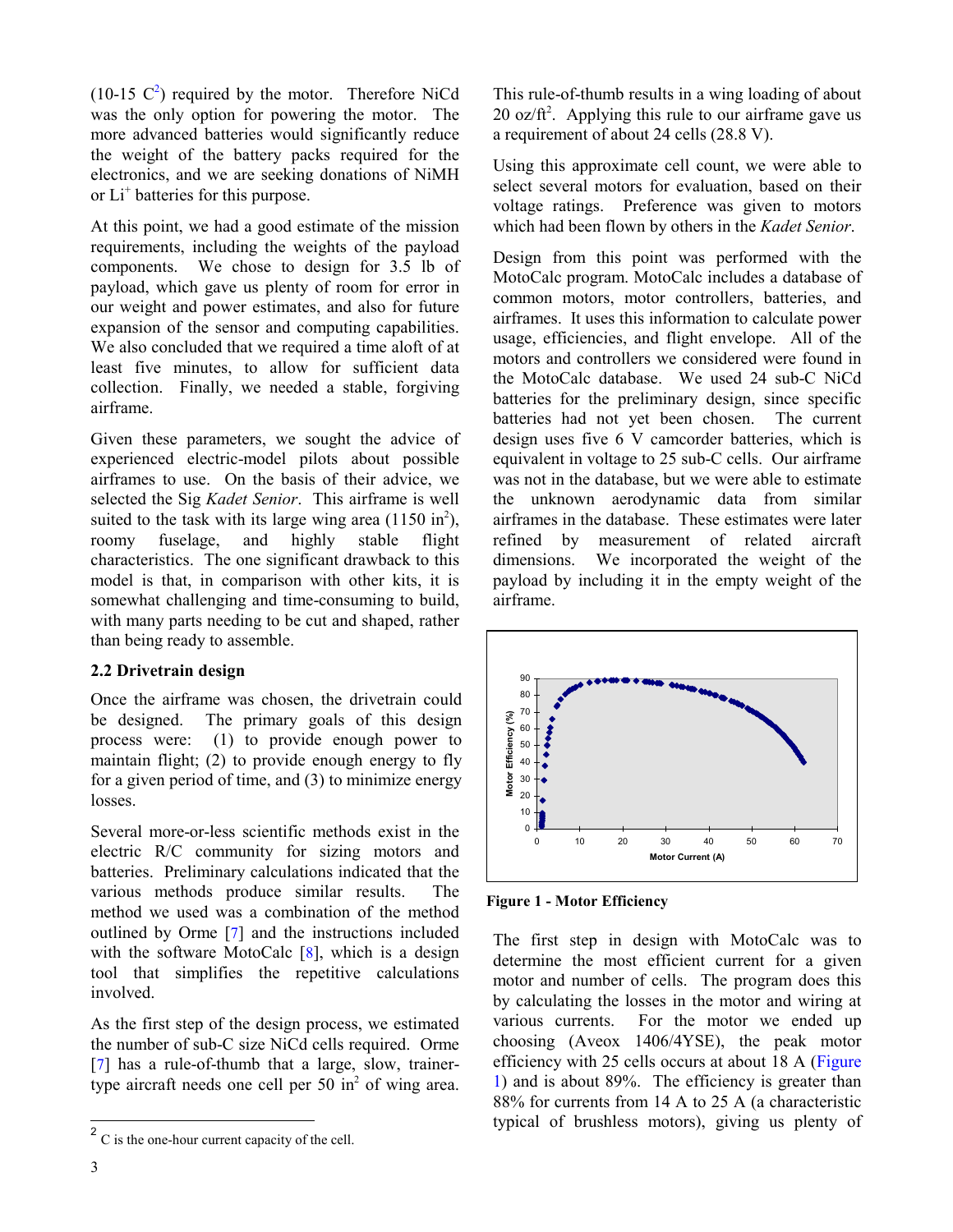(10-15 C[2]) required by the motor. Therefore NiCd was the only option for powering the motor. The more advanced batteries would significantly reduce the weight of the battery packs required for the electronics, and we are seeking donations of NiMH or $Li^+$ batteries for this purpose.

At this point, we had a good estimate of the mission requirements, including the weights of the payload components. We chose to design for 3.5 lb of payload, which gave us plenty of room for error in our weight and power estimates, and also for future expansion of the sensor and computing capabilities. We also concluded that we required a time aloft of at least five minutes, to allow for sufficient data collection. Finally, we needed a stable, forgiving airframe.

Given these parameters, we sought the advice of experienced electric-model pilots about possible airframes to use. On the basis of their advice, we selected the Sig *Kadet Senior*. This airframe is well suited to the task with its large wing area (1150 $in^2$), roomy fuselage, and highly stable flight characteristics. The one significant drawback to this model is that, in comparison with other kits, it is somewhat challenging and time-consuming to build, with many parts needing to be cut and shaped, rather than being ready to assemble.

### 2.2 Drivetrain design

Once the airframe was chosen, the drivetrain could be designed. The primary goals of this design process were: (1) to provide enough power to maintain flight; (2) to provide enough energy to fly for a given period of time, and (3) to minimize energy losses.

Several more-or-less scientific methods exist in the electric R/C community for sizing motors and batteries. Preliminary calculations indicated that the various methods produce similar results. The method we used was a combination of the method outlined by Orme [7] and the instructions included with the software MotoCalc [8], which is a design tool that simplifies the repetitive calculations involved.

As the first step of the design process, we estimated the number of sub-C size NiCd cells required. Orme [7] has a rule-of-thumb that a large, slow, trainer-type aircraft needs one cell per 50 $in^2$ of wing area. This rule-of-thumb results in a wing loading of about 20 oz/$ft^2$. Applying this rule to our airframe gave us a requirement of about 24 cells (28.8 V).

Using this approximate cell count, we were able to select several motors for evaluation, based on their voltage ratings. Preference was given to motors which had been flown by others in the *Kadet Senior*.

Design from this point was performed with the MotoCalc program. MotoCalc includes a database of common motors, motor controllers, batteries, and airframes. It uses this information to calculate power usage, efficiencies, and flight envelope. All of the motors and controllers we considered were found in the MotoCalc database. We used 24 sub-C NiCd batteries for the preliminary design, since specific batteries had not yet been chosen. The current design uses five 6 V camcorder batteries, which is equivalent in voltage to 25 sub-C cells. Our airframe was not in the database, but we were able to estimate the unknown aerodynamic data from similar airframes in the database. These estimates were later refined by measurement of related aircraft dimensions. We incorporated the weight of the payload by including it in the empty weight of the airframe.

**Figure 1 - Motor Efficiency**

The first step in design with MotoCalc was to determine the most efficient current for a given motor and number of cells. The program does this by calculating the losses in the motor and wiring at various currents. For the motor we ended up choosing (Aveox 1406/4YSE), the peak motor efficiency with 25 cells occurs at about 18 A (Figure 1) and is about 89%. The efficiency is greater than 88% for currents from 14 A to 25 A (a characteristic typical of brushless motors), giving us plenty of

[2] C is the one-hour current capacity of the cell.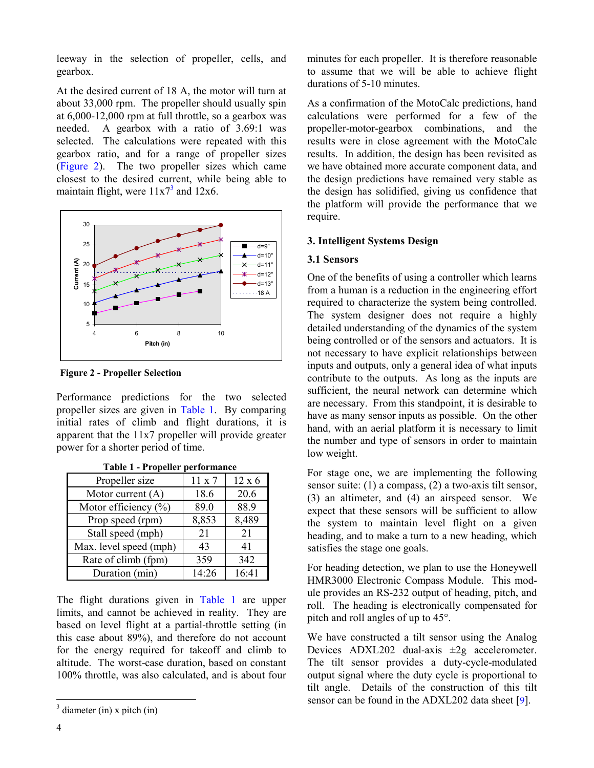leeway in the selection of propeller, cells, and gearbox.

At the desired current of 18 A, the motor will turn at about 33,000 rpm. The propeller should usually spin at 6,000-12,000 rpm at full throttle, so a gearbox was needed. A gearbox with a ratio of 3.69:1 was selected. The calculations were repeated with this gearbox ratio, and for a range of propeller sizes (Figure 2). The two propeller sizes which came closest to the desired current, while being able to maintain flight, were 11x7[3] and 12x6.

**Figure 2 - Propeller Selection**

Performance predictions for the two selected propeller sizes are given in Table 1. By comparing initial rates of climb and flight durations, it is apparent that the 11x7 propeller will provide greater power for a shorter period of time.

**Table 1 - Propeller performance**

| Propeller size | 11 x 7 | 12 x 6 |
|---|---|---|
| Motor current (A) | 18.6 | 20.6 |
| Motor efficiency (%) | 89.0 | 88.9 |
| Prop speed (rpm) | 8,853 | 8,489 |
| Stall speed (mph) | 21 | 21 |
| Max. level speed (mph) | 43 | 41 |
| Rate of climb (fpm) | 359 | 342 |
| Duration (min) | 14:26 | 16:41 |

The flight durations given in Table 1 are upper limits, and cannot be achieved in reality. They are based on level flight at a partial-throttle setting (in this case about 89%), and therefore do not account for the energy required for takeoff and climb to altitude. The worst-case duration, based on constant 100% throttle, was also calculated, and is about four minutes for each propeller. It is therefore reasonable to assume that we will be able to achieve flight durations of 5-10 minutes.

As a confirmation of the MotoCalc predictions, hand calculations were performed for a few of the propeller-motor-gearbox combinations, and the results were in close agreement with the MotoCalc results. In addition, the design has been revisited as we have obtained more accurate component data, and the design predictions have remained very stable as the design has solidified, giving us confidence that the platform will provide the performance that we require.

## 3. Intelligent Systems Design

### 3.1 Sensors

One of the benefits of using a controller which learns from a human is a reduction in the engineering effort required to characterize the system being controlled. The system designer does not require a highly detailed understanding of the dynamics of the system being controlled or of the sensors and actuators. It is not necessary to have explicit relationships between inputs and outputs, only a general idea of what inputs contribute to the outputs. As long as the inputs are sufficient, the neural network can determine which are necessary. From this standpoint, it is desirable to have as many sensor inputs as possible. On the other hand, with an aerial platform it is necessary to limit the number and type of sensors in order to maintain low weight.

For stage one, we are implementing the following sensor suite: (1) a compass, (2) a two-axis tilt sensor, (3) an altimeter, and (4) an airspeed sensor. We expect that these sensors will be sufficient to allow the system to maintain level flight on a given heading, and to make a turn to a new heading, which satisfies the stage one goals.

For heading detection, we plan to use the Honeywell HMR3000 Electronic Compass Module. This module provides an RS-232 output of heading, pitch, and roll. The heading is electronically compensated for pitch and roll angles of up to 45°.

We have constructed a tilt sensor using the Analog Devices ADXL202 dual-axis ±2g accelerometer. The tilt sensor provides a duty-cycle-modulated output signal where the duty cycle is proportional to tilt angle. Details of the construction of this tilt sensor can be found in the ADXL202 data sheet [9].

[3] diameter (in) x pitch (in)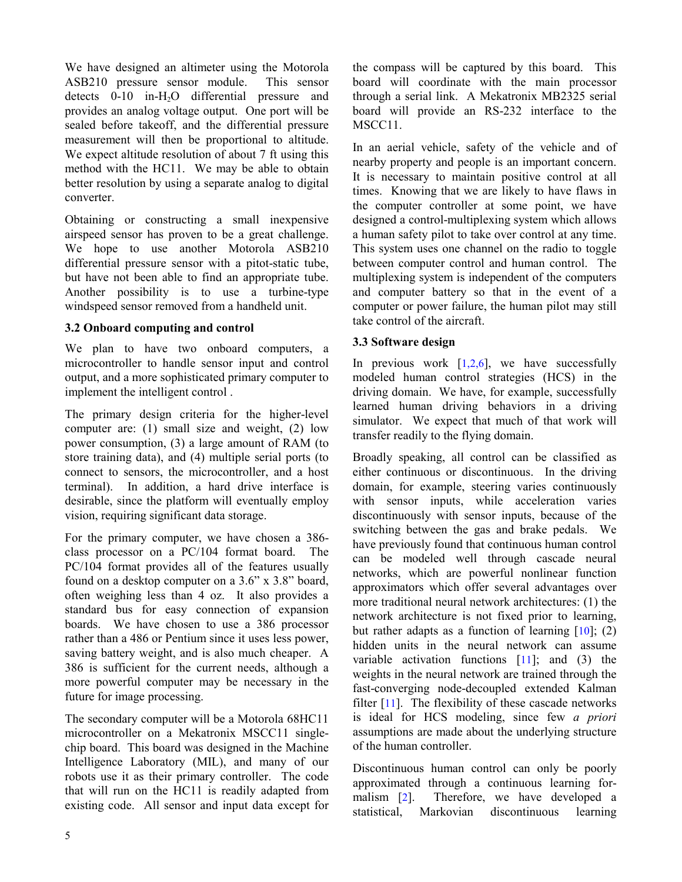We have designed an altimeter using the Motorola ASB210 pressure sensor module. This sensor detects 0-10 in-$H_2O$ differential pressure and provides an analog voltage output. One port will be sealed before takeoff, and the differential pressure measurement will then be proportional to altitude. We expect altitude resolution of about 7 ft using this method with the HC11. We may be able to obtain better resolution by using a separate analog to digital converter.

Obtaining or constructing a small inexpensive airspeed sensor has proven to be a great challenge. We hope to use another Motorola ASB210 differential pressure sensor with a pitot-static tube, but have not been able to find an appropriate tube. Another possibility is to use a turbine-type windspeed sensor removed from a handheld unit.

### 3.2 Onboard computing and control

We plan to have two onboard computers, a microcontroller to handle sensor input and control output, and a more sophisticated primary computer to implement the intelligent control .

The primary design criteria for the higher-level computer are: (1) small size and weight, (2) low power consumption, (3) a large amount of RAM (to store training data), and (4) multiple serial ports (to connect to sensors, the microcontroller, and a host terminal). In addition, a hard drive interface is desirable, since the platform will eventually employ vision, requiring significant data storage.

For the primary computer, we have chosen a 386-class processor on a PC/104 format board. The PC/104 format provides all of the features usually found on a desktop computer on a 3.6" x 3.8" board, often weighing less than 4 oz. It also provides a standard bus for easy connection of expansion boards. We have chosen to use a 386 processor rather than a 486 or Pentium since it uses less power, saving battery weight, and is also much cheaper. A 386 is sufficient for the current needs, although a more powerful computer may be necessary in the future for image processing.

The secondary computer will be a Motorola 68HC11 microcontroller on a Mekatronix MSCC11 single-chip board. This board was designed in the Machine Intelligence Laboratory (MIL), and many of our robots use it as their primary controller. The code that will run on the HC11 is readily adapted from existing code. All sensor and input data except for the compass will be captured by this board. This board will coordinate with the main processor through a serial link. A Mekatronix MB2325 serial board will provide an RS-232 interface to the MSCC11.

In an aerial vehicle, safety of the vehicle and of nearby property and people is an important concern. It is necessary to maintain positive control at all times. Knowing that we are likely to have flaws in the computer controller at some point, we have designed a control-multiplexing system which allows a human safety pilot to take over control at any time. This system uses one channel on the radio to toggle between computer control and human control. The multiplexing system is independent of the computers and computer battery so that in the event of a computer or power failure, the human pilot may still take control of the aircraft.

### 3.3 Software design

In previous work [1,2,6], we have successfully modeled human control strategies (HCS) in the driving domain. We have, for example, successfully learned human driving behaviors in a driving simulator. We expect that much of that work will transfer readily to the flying domain.

Broadly speaking, all control can be classified as either continuous or discontinuous. In the driving domain, for example, steering varies continuously with sensor inputs, while acceleration varies discontinuously with sensor inputs, because of the switching between the gas and brake pedals. We have previously found that continuous human control can be modeled well through cascade neural networks, which are powerful nonlinear function approximators which offer several advantages over more traditional neural network architectures: (1) the network architecture is not fixed prior to learning, but rather adapts as a function of learning [10]; (2) hidden units in the neural network can assume variable activation functions [11]; and (3) the weights in the neural network are trained through the fast-converging node-decoupled extended Kalman filter [11]. The flexibility of these cascade networks is ideal for HCS modeling, since few *a priori* assumptions are made about the underlying structure of the human controller.

Discontinuous human control can only be poorly approximated through a continuous learning formalism [2]. Therefore, we have developed a statistical, Markovian discontinuous learning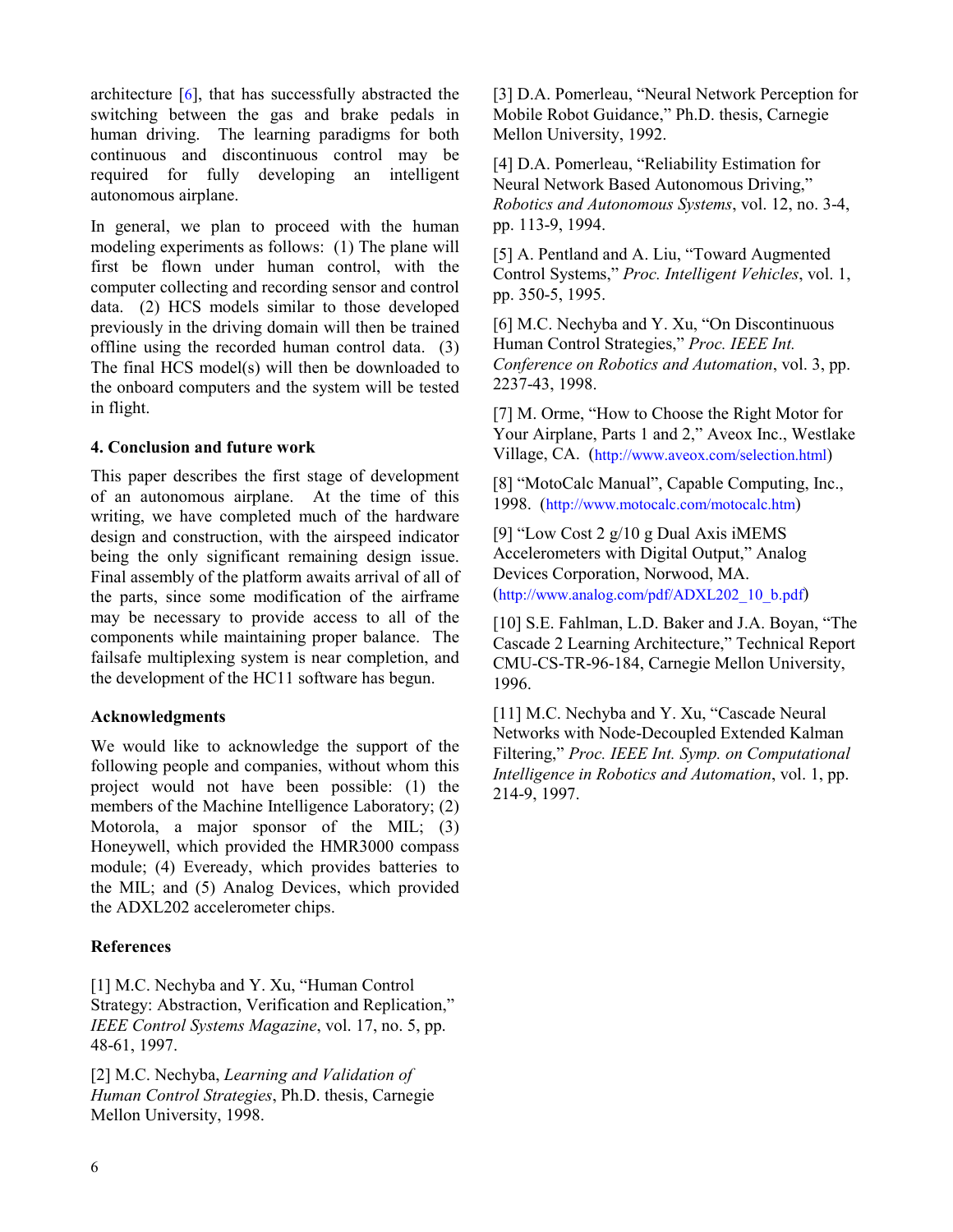architecture [6], that has successfully abstracted the switching between the gas and brake pedals in human driving. The learning paradigms for both continuous and discontinuous control may be required for fully developing an intelligent autonomous airplane.

In general, we plan to proceed with the human modeling experiments as follows: (1) The plane will first be flown under human control, with the computer collecting and recording sensor and control data. (2) HCS models similar to those developed previously in the driving domain will then be trained offline using the recorded human control data. (3) The final HCS model(s) will then be downloaded to the onboard computers and the system will be tested in flight.

### 4. Conclusion and future work

This paper describes the first stage of development of an autonomous airplane. At the time of this writing, we have completed much of the hardware design and construction, with the airspeed indicator being the only significant remaining design issue. Final assembly of the platform awaits arrival of all of the parts, since some modification of the airframe may be necessary to provide access to all of the components while maintaining proper balance. The failsafe multiplexing system is near completion, and the development of the HC11 software has begun.

### Acknowledgments

We would like to acknowledge the support of the following people and companies, without whom this project would not have been possible: (1) the members of the Machine Intelligence Laboratory; (2) Motorola, a major sponsor of the MIL; (3) Honeywell, which provided the HMR3000 compass module; (4) Eveready, which provides batteries to the MIL; and (5) Analog Devices, which provided the ADXL202 accelerometer chips.

### References

[1] M.C. Nechyba and Y. Xu, "Human Control Strategy: Abstraction, Verification and Replication," *IEEE Control Systems Magazine*, vol. 17, no. 5, pp. 48-61, 1997.

[2] M.C. Nechyba, *Learning and Validation of Human Control Strategies*, Ph.D. thesis, Carnegie Mellon University, 1998.

[3] D.A. Pomerleau, "Neural Network Perception for Mobile Robot Guidance," Ph.D. thesis, Carnegie Mellon University, 1992.

[4] D.A. Pomerleau, "Reliability Estimation for Neural Network Based Autonomous Driving," *Robotics and Autonomous Systems*, vol. 12, no. 3-4, pp. 113-9, 1994.

[5] A. Pentland and A. Liu, "Toward Augmented Control Systems," *Proc. Intelligent Vehicles*, vol. 1, pp. 350-5, 1995.

[6] M.C. Nechyba and Y. Xu, "On Discontinuous Human Control Strategies," *Proc. IEEE Int. Conference on Robotics and Automation*, vol. 3, pp. 2237-43, 1998.

[7] M. Orme, "How to Choose the Right Motor for Your Airplane, Parts 1 and 2," Aveox Inc., Westlake Village, CA. (http://www.aveox.com/selection.html)

[8] "MotoCalc Manual", Capable Computing, Inc., 1998. (http://www.motocalc.com/motocalc.htm)

[9] "Low Cost 2 g/10 g Dual Axis iMEMS Accelerometers with Digital Output," Analog Devices Corporation, Norwood, MA. (http://www.analog.com/pdf/ADXL202_10_b.pdf)

[10] S.E. Fahlman, L.D. Baker and J.A. Boyan, "The Cascade 2 Learning Architecture," Technical Report CMU-CS-TR-96-184, Carnegie Mellon University, 1996.

[11] M.C. Nechyba and Y. Xu, "Cascade Neural Networks with Node-Decoupled Extended Kalman Filtering," *Proc. IEEE Int. Symp. on Computational Intelligence in Robotics and Automation*, vol. 1, pp. 214-9, 1997.